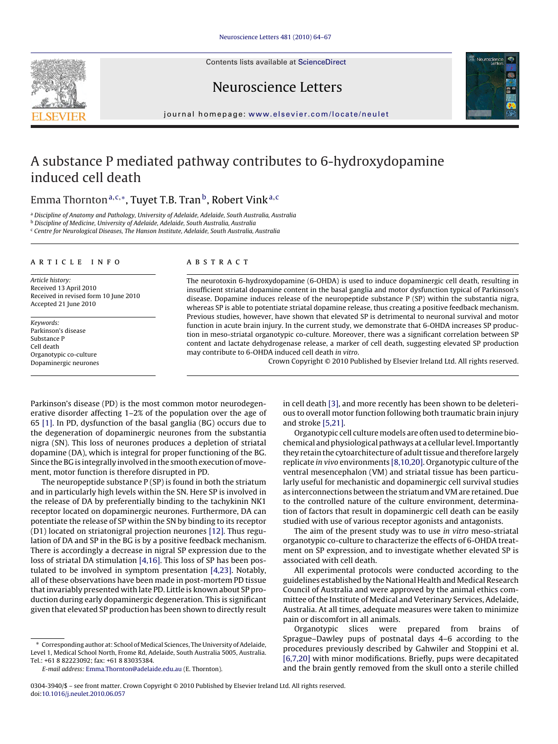# A substance P mediated pathway contributes to 6-hydroxydopamine induced cell death

Emma Thornton[a,c,*], Tuyet T.B. Tran[b], Robert Vink[a,c]

[a] Discipline of Anatomy and Pathology, University of Adelaide, Adelaide, South Australia, Australia
[b] Discipline of Medicine, University of Adelaide, Adelaide, South Australia, Australia
[c] Centre for Neurological Diseases, The Hanson Institute, Adelaide, South Australia, Australia

## ARTICLE INFO

*Article history:*
Received 13 April 2010
Received in revised form 10 June 2010
Accepted 21 June 2010

*Keywords:*
Parkinson's disease
Substance P
Cell death
Organotypic co-culture
Dopaminergic neurones

## ABSTRACT

The neurotoxin 6-hydroxydopamine (6-OHDA) is used to induce dopaminergic cell death, resulting in insufficient striatal dopamine content in the basal ganglia and motor dysfunction typical of Parkinson's disease. Dopamine induces release of the neuropeptide substance P (SP) within the substantia nigra, whereas SP is able to potentiate striatal dopamine release, thus creating a positive feedback mechanism. Previous studies, however, have shown that elevated SP is detrimental to neuronal survival and motor function in acute brain injury. In the current study, we demonstrate that 6-OHDA increases SP production in meso-striatal organotypic co-culture. Moreover, there was a significant correlation between SP content and lactate dehydrogenase release, a marker of cell death, suggesting elevated SP production may contribute to 6-OHDA induced cell death *in vitro*.

Crown Copyright © 2010 Published by Elsevier Ireland Ltd. All rights reserved.

Parkinson's disease (PD) is the most common motor neurodegenerative disorder affecting 1–2% of the population over the age of 65 [1]. In PD, dysfunction of the basal ganglia (BG) occurs due to the degeneration of dopaminergic neurones from the substantia nigra (SN). This loss of neurones produces a depletion of striatal dopamine (DA), which is integral for proper functioning of the BG. Since the BG is integrally involved in the smooth execution of movement, motor function is therefore disrupted in PD.

The neuropeptide substance P (SP) is found in both the striatum and in particularly high levels within the SN. Here SP is involved in the release of DA by preferentially binding to the tachykinin NK1 receptor located on dopaminergic neurones. Furthermore, DA can potentiate the release of SP within the SN by binding to its receptor (D1) located on striatonigral projection neurones [12]. Thus regulation of DA and SP in the BG is by a positive feedback mechanism. There is accordingly a decrease in nigral SP expression due to the loss of striatal DA stimulation [4,16]. This loss of SP has been postulated to be involved in symptom presentation [4,23]. Notably, all of these observations have been made in post-mortem PD tissue that invariably presented with late PD. Little is known about SP production during early dopaminergic degeneration. This is significant given that elevated SP production has been shown to directly result in cell death [3], and more recently has been shown to be deleterious to overall motor function following both traumatic brain injury and stroke [5,21].

Organotypic cell culture models are often used to determine biochemical and physiological pathways at a cellular level. Importantly they retain the cytoarchitecture of adult tissue and therefore largely replicate *in vivo* environments [8,10,20]. Organotypic culture of the ventral mesencephalon (VM) and striatal tissue has been particularly useful for mechanistic and dopaminergic cell survival studies as interconnections between the striatum and VM are retained. Due to the controlled nature of the culture environment, determination of factors that result in dopaminergic cell death can be easily studied with use of various receptor agonists and antagonists.

The aim of the present study was to use *in vitro* meso-striatal organotypic co-culture to characterize the effects of 6-OHDA treatment on SP expression, and to investigate whether elevated SP is associated with cell death.

All experimental protocols were conducted according to the guidelines established by the National Health and Medical Research Council of Australia and were approved by the animal ethics committee of the Institute of Medical and Veterinary Services, Adelaide, Australia. At all times, adequate measures were taken to minimize pain or discomfort in all animals.

Organotypic slices were prepared from brains of Sprague–Dawley pups of postnatal days 4–6 according to the procedures previously described by Gahwiler and Stoppini et al. [6,7,20] with minor modifications. Briefly, pups were decapitated and the brain gently removed from the skull onto a sterile chilled

\* Corresponding author at: School of Medical Sciences, The University of Adelaide, Level 1, Medical School North, Frome Rd, Adelaide, South Australia 5005, Australia. Tel.: +61 8 82223092; fax: +61 8 83035384.
*E-mail address:* Emma.Thornton@adelaide.edu.au (E. Thornton).

0304-3940/$ – see front matter. Crown Copyright © 2010 Published by Elsevier Ireland Ltd. All rights reserved.
doi:10.1016/j.neulet.2010.06.057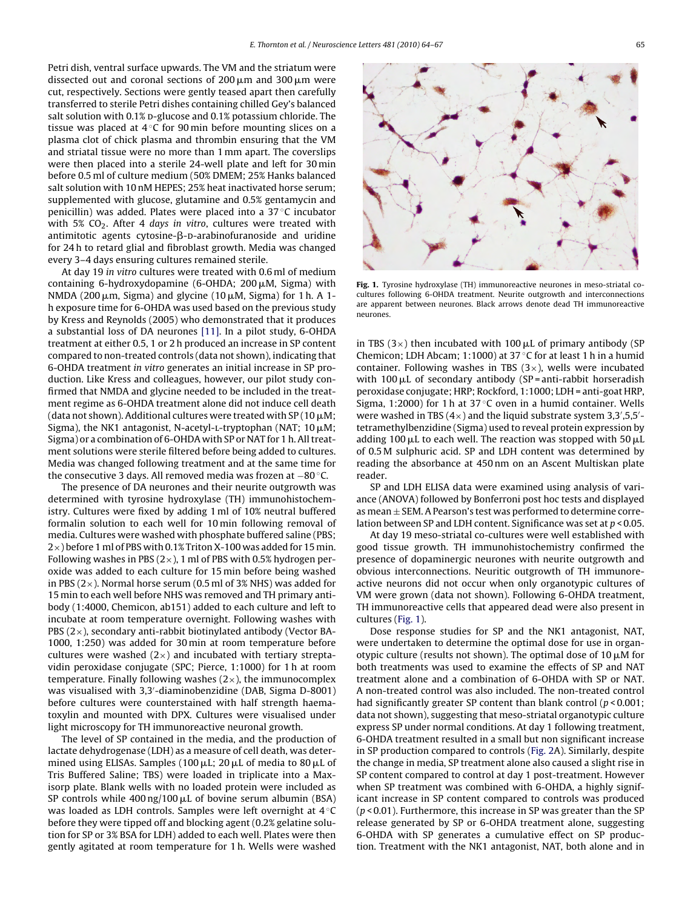Petri dish, ventral surface upwards. The VM and the striatum were dissected out and coronal sections of 200 μm and 300 μm were cut, respectively. Sections were gently teased apart then carefully transferred to sterile Petri dishes containing chilled Gey's balanced salt solution with 0.1% D-glucose and 0.1% potassium chloride. The tissue was placed at 4 °C for 90 min before mounting slices on a plasma clot of chick plasma and thrombin ensuring that the VM and striatal tissue were no more than 1 mm apart. The coverslips were then placed into a sterile 24-well plate and left for 30 min before 0.5 ml of culture medium (50% DMEM; 25% Hanks balanced salt solution with 10 nM HEPES; 25% heat inactivated horse serum; supplemented with glucose, glutamine and 0.5% gentamycin and penicillin) was added. Plates were placed into a 37 °C incubator with 5% $CO_2$. After 4 *days in vitro*, cultures were treated with antimitotic agents cytosine-β-D-arabinofuranoside and uridine for 24 h to retard glial and fibroblast growth. Media was changed every 3–4 days ensuring cultures remained sterile.

At day 19 *in vitro* cultures were treated with 0.6 ml of medium containing 6-hydroxydopamine (6-OHDA; 200 μM, Sigma) with NMDA (200 μm, Sigma) and glycine (10 μM, Sigma) for 1 h. A 1-h exposure time for 6-OHDA was used based on the previous study by Kress and Reynolds (2005) who demonstrated that it produces a substantial loss of DA neurones [11]. In a pilot study, 6-OHDA treatment at either 0.5, 1 or 2 h produced an increase in SP content compared to non-treated controls (data not shown), indicating that 6-OHDA treatment *in vitro* generates an initial increase in SP production. Like Kress and colleagues, however, our pilot study confirmed that NMDA and glycine needed to be included in the treatment regime as 6-OHDA treatment alone did not induce cell death (data not shown). Additional cultures were treated with SP (10 μM; Sigma), the NK1 antagonist, N-acetyl-L-tryptophan (NAT; 10 μM; Sigma) or a combination of 6-OHDA with SP or NAT for 1 h. All treatment solutions were sterile filtered before being added to cultures. Media was changed following treatment and at the same time for the consecutive 3 days. All removed media was frozen at −80 °C.

The presence of DA neurones and their neurite outgrowth was determined with tyrosine hydroxylase (TH) immunohistochemistry. Cultures were fixed by adding 1 ml of 10% neutral buffered formalin solution to each well for 10 min following removal of media. Cultures were washed with phosphate buffered saline (PBS; 2×) before 1 ml of PBS with 0.1% Triton X-100 was added for 15 min. Following washes in PBS (2×), 1 ml of PBS with 0.5% hydrogen peroxide was added to each culture for 15 min before being washed in PBS (2×). Normal horse serum (0.5 ml of 3% NHS) was added for 15 min to each well before NHS was removed and TH primary antibody (1:4000, Chemicon, ab151) added to each culture and left to incubate at room temperature overnight. Following washes with PBS (2×), secondary anti-rabbit biotinylated antibody (Vector BA-1000, 1:250) was added for 30 min at room temperature before cultures were washed (2×) and incubated with tertiary streptavidin peroxidase conjugate (SPC; Pierce, 1:1000) for 1 h at room temperature. Finally following washes (2×), the immunocomplex was visualised with 3,3′-diaminobenzidine (DAB, Sigma D-8001) before cultures were counterstained with half strength haematoxylin and mounted with DPX. Cultures were visualised under light microscopy for TH immunoreactive neuronal growth.

The level of SP contained in the media, and the production of lactate dehydrogenase (LDH) as a measure of cell death, was determined using ELISAs. Samples (100 μL; 20 μL of media to 80 μL of Tris Buffered Saline; TBS) were loaded in triplicate into a Maxisorp plate. Blank wells with no loaded protein were included as SP controls while 400 ng/100 μL of bovine serum albumin (BSA) was loaded as LDH controls. Samples were left overnight at 4 °C before they were tipped off and blocking agent (0.2% gelatine solution for SP or 3% BSA for LDH) added to each well. Plates were then gently agitated at room temperature for 1 h. Wells were washed

Fig. 1. Tyrosine hydroxylase (TH) immunoreactive neurones in meso-striatal co-cultures following 6-OHDA treatment. Neurite outgrowth and interconnections are apparent between neurones. Black arrows denote dead TH immunoreactive neurones.

in TBS (3×) then incubated with 100 μL of primary antibody (SP Chemicon; LDH Abcam; 1:1000) at 37 °C for at least 1 h in a humid container. Following washes in TBS (3×), wells were incubated with 100 μL of secondary antibody (SP = anti-rabbit horseradish peroxidase conjugate; HRP; Rockford, 1:1000; LDH = anti-goat HRP, Sigma, 1:2000) for 1 h at 37 °C oven in a humid container. Wells were washed in TBS (4×) and the liquid substrate system 3,3′,5,5′-tetramethylbenzidine (Sigma) used to reveal protein expression by adding 100 μL to each well. The reaction was stopped with 50 μL of 0.5 M sulphuric acid. SP and LDH content was determined by reading the absorbance at 450 nm on an Ascent Multiskan plate reader.

SP and LDH ELISA data were examined using analysis of variance (ANOVA) followed by Bonferroni post hoc tests and displayed as mean ± SEM. A Pearson's test was performed to determine correlation between SP and LDH content. Significance was set at $p < 0.05$.

At day 19 meso-striatal co-cultures were well established with good tissue growth. TH immunohistochemistry confirmed the presence of dopaminergic neurones with neurite outgrowth and obvious interconnections. Neuritic outgrowth of TH immunoreactive neurons did not occur when only organotypic cultures of VM were grown (data not shown). Following 6-OHDA treatment, TH immunoreactive cells that appeared dead were also present in cultures (Fig. 1).

Dose response studies for SP and the NK1 antagonist, NAT, were undertaken to determine the optimal dose for use in organotypic culture (results not shown). The optimal dose of 10 μM for both treatments was used to examine the effects of SP and NAT treatment alone and a combination of 6-OHDA with SP or NAT. A non-treated control was also included. The non-treated control had significantly greater SP content than blank control ($p < 0.001$; data not shown), suggesting that meso-striatal organotypic culture express SP under normal conditions. At day 1 following treatment, 6-OHDA treatment resulted in a small but non significant increase in SP production compared to controls (Fig. 2A). Similarly, despite the change in media, SP treatment alone also caused a slight rise in SP content compared to control at day 1 post-treatment. However when SP treatment was combined with 6-OHDA, a highly significant increase in SP content compared to controls was produced ($p < 0.01$). Furthermore, this increase in SP was greater than the SP release generated by SP or 6-OHDA treatment alone, suggesting 6-OHDA with SP generates a cumulative effect on SP production. Treatment with the NK1 antagonist, NAT, both alone and in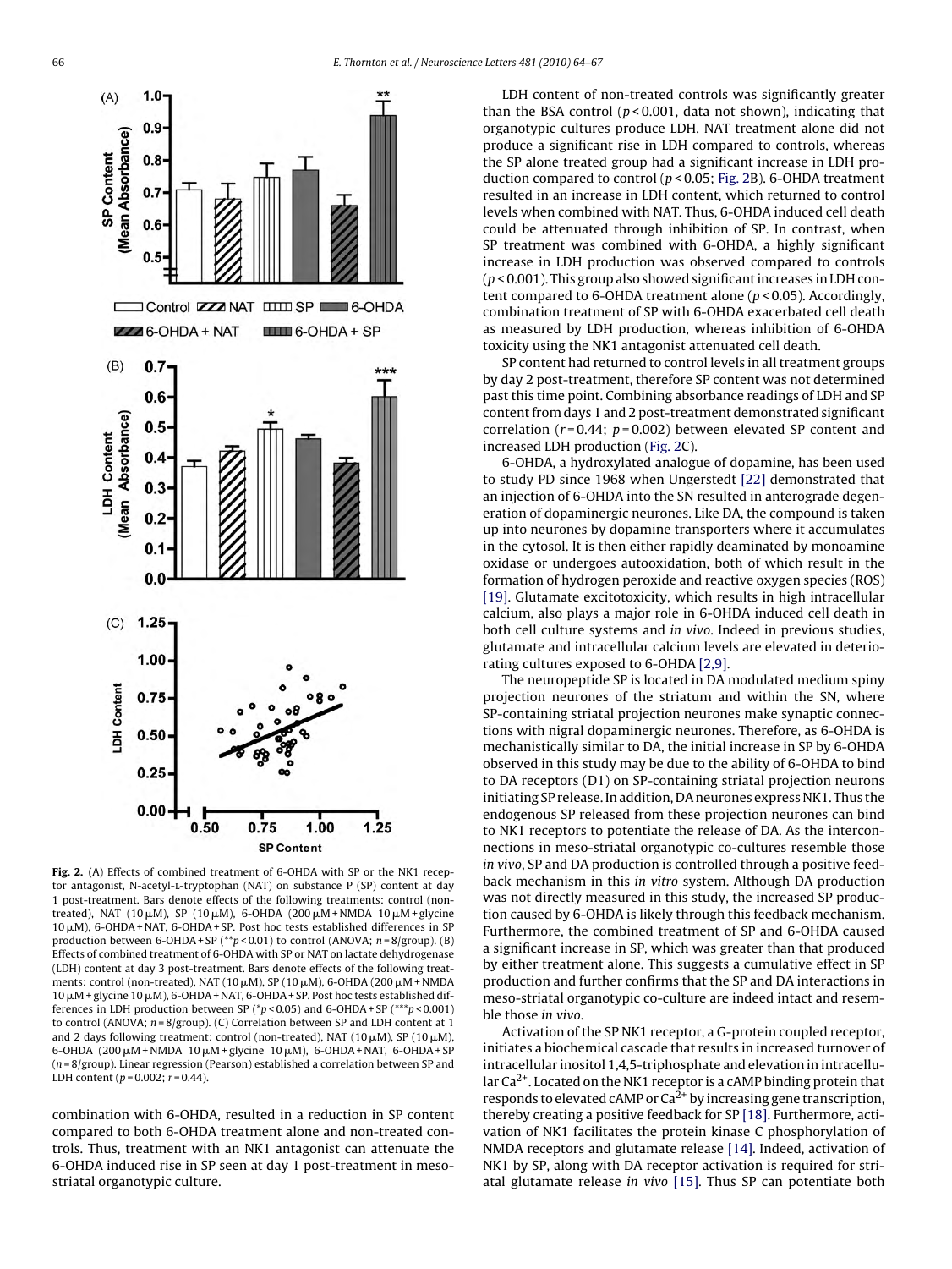**Fig. 2.** (A) Effects of combined treatment of 6-OHDA with SP or the NK1 receptor antagonist, N-acetyl-L-tryptophan (NAT) on substance P (SP) content at day 1 post-treatment. Bars denote effects of the following treatments: control (non-treated), NAT (10 μM), SP (10 μM), 6-OHDA (200 μM + NMDA 10 μM + glycine 10 μM), 6-OHDA + NAT, 6-OHDA + SP. Post hoc tests established differences in SP production between 6-OHDA + SP (**$p < 0.01$) to control (ANOVA; $n = 8$/group). (B) Effects of combined treatment of 6-OHDA with SP or NAT on lactate dehydrogenase (LDH) content at day 3 post-treatment. Bars denote effects of the following treatments: control (non-treated), NAT (10 μM), SP (10 μM), 6-OHDA (200 μM + NMDA 10 μM + glycine 10 μM), 6-OHDA + NAT, 6-OHDA + SP. Post hoc tests established differences in LDH production between SP (*$p < 0.05$) and 6-OHDA + SP (***$p < 0.001$) to control (ANOVA; $n = 8$/group). (C) Correlation between SP and LDH content at 1 and 2 days following treatment: control (non-treated), NAT (10 μM), SP (10 μM), 6-OHDA (200 μM + NMDA 10 μM + glycine 10 μM), 6-OHDA + NAT, 6-OHDA + SP ($n = 8$/group). Linear regression (Pearson) established a correlation between SP and LDH content ($p = 0.002$; $r = 0.44$).

combination with 6-OHDA, resulted in a reduction in SP content compared to both 6-OHDA treatment alone and non-treated controls. Thus, treatment with an NK1 antagonist can attenuate the 6-OHDA induced rise in SP seen at day 1 post-treatment in meso-striatal organotypic culture.

LDH content of non-treated controls was significantly greater than the BSA control ($p < 0.001$, data not shown), indicating that organotypic cultures produce LDH. NAT treatment alone did not produce a significant rise in LDH compared to controls, whereas the SP alone treated group had a significant increase in LDH production compared to control ($p < 0.05$; Fig. 2B). 6-OHDA treatment resulted in an increase in LDH content, which returned to control levels when combined with NAT. Thus, 6-OHDA induced cell death could be attenuated through inhibition of SP. In contrast, when SP treatment was combined with 6-OHDA, a highly significant increase in LDH production was observed compared to controls ($p < 0.001$). This group also showed significant increases in LDH content compared to 6-OHDA treatment alone ($p < 0.05$). Accordingly, combination treatment of SP with 6-OHDA exacerbated cell death as measured by LDH production, whereas inhibition of 6-OHDA toxicity using the NK1 antagonist attenuated cell death.

SP content had returned to control levels in all treatment groups by day 2 post-treatment, therefore SP content was not determined past this time point. Combining absorbance readings of LDH and SP content from days 1 and 2 post-treatment demonstrated significant correlation ($r = 0.44$; $p = 0.002$) between elevated SP content and increased LDH production (Fig. 2C).

6-OHDA, a hydroxylated analogue of dopamine, has been used to study PD since 1968 when Ungerstedt [22] demonstrated that an injection of 6-OHDA into the SN resulted in anterograde degeneration of dopaminergic neurones. Like DA, the compound is taken up into neurones by dopamine transporters where it accumulates in the cytosol. It is then either rapidly deaminated by monoamine oxidase or undergoes autooxidation, both of which result in the formation of hydrogen peroxide and reactive oxygen species (ROS) [19]. Glutamate excitotoxicity, which results in high intracellular calcium, also plays a major role in 6-OHDA induced cell death in both cell culture systems and *in vivo*. Indeed in previous studies, glutamate and intracellular calcium levels are elevated in deteriorating cultures exposed to 6-OHDA [2,9].

The neuropeptide SP is located in DA modulated medium spiny projection neurones of the striatum and within the SN, where SP-containing striatal projection neurones make synaptic connections with nigral dopaminergic neurones. Therefore, as 6-OHDA is mechanistically similar to DA, the initial increase in SP by 6-OHDA observed in this study may be due to the ability of 6-OHDA to bind to DA receptors (D1) on SP-containing striatal projection neurons initiating SP release. In addition, DA neurones express NK1. Thus the endogenous SP released from these projection neurones can bind to NK1 receptors to potentiate the release of DA. As the interconnections in meso-striatal organotypic co-cultures resemble those *in vivo*, SP and DA production is controlled through a positive feedback mechanism in this *in vitro* system. Although DA production was not directly measured in this study, the increased SP production caused by 6-OHDA is likely through this feedback mechanism. Furthermore, the combined treatment of SP and 6-OHDA caused a significant increase in SP, which was greater than that produced by either treatment alone. This suggests a cumulative effect in SP production and further confirms that the SP and DA interactions in meso-striatal organotypic co-culture are indeed intact and resemble those *in vivo*.

Activation of the SP NK1 receptor, a G-protein coupled receptor, initiates a biochemical cascade that results in increased turnover of intracellular inositol 1,4,5-triphosphate and elevation in intracellular $Ca^{2+}$. Located on the NK1 receptor is a cAMP binding protein that responds to elevated cAMP or $Ca^{2+}$ by increasing gene transcription, thereby creating a positive feedback for SP [18]. Furthermore, activation of NK1 facilitates the protein kinase C phosphorylation of NMDA receptors and glutamate release [14]. Indeed, activation of NK1 by SP, along with DA receptor activation is required for striatal glutamate release *in vivo* [15]. Thus SP can potentiate both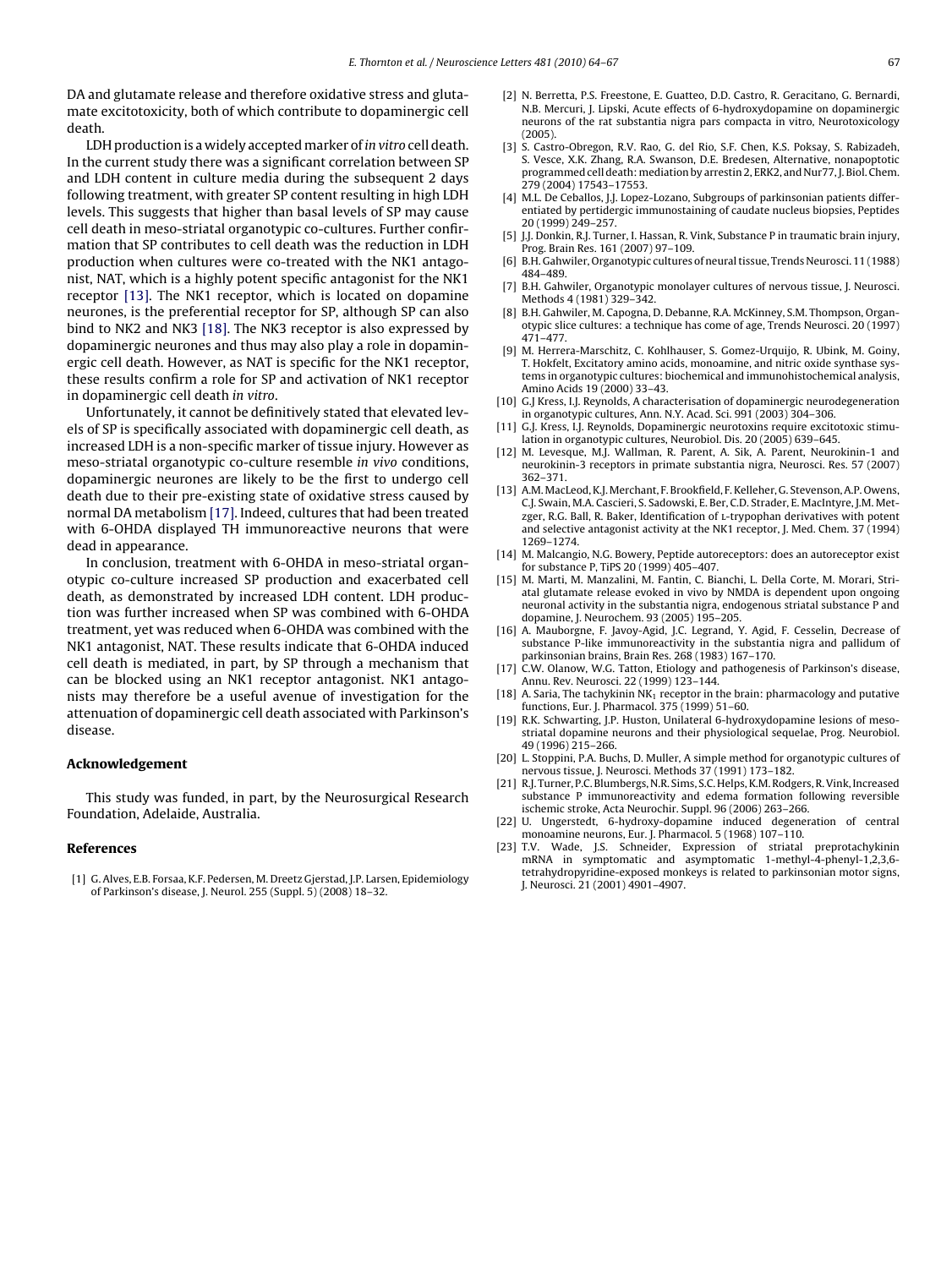DA and glutamate release and therefore oxidative stress and glutamate excitotoxicity, both of which contribute to dopaminergic cell death.

LDH production is a widely accepted marker of *in vitro* cell death. In the current study there was a significant correlation between SP and LDH content in culture media during the subsequent 2 days following treatment, with greater SP content resulting in high LDH levels. This suggests that higher than basal levels of SP may cause cell death in meso-striatal organotypic co-cultures. Further confirmation that SP contributes to cell death was the reduction in LDH production when cultures were co-treated with the NK1 antagonist, NAT, which is a highly potent specific antagonist for the NK1 receptor [13]. The NK1 receptor, which is located on dopamine neurones, is the preferential receptor for SP, although SP can also bind to NK2 and NK3 [18]. The NK3 receptor is also expressed by dopaminergic neurones and thus may also play a role in dopaminergic cell death. However, as NAT is specific for the NK1 receptor, these results confirm a role for SP and activation of NK1 receptor in dopaminergic cell death *in vitro*.

Unfortunately, it cannot be definitively stated that elevated levels of SP is specifically associated with dopaminergic cell death, as increased LDH is a non-specific marker of tissue injury. However as meso-striatal organotypic co-culture resemble *in vivo* conditions, dopaminergic neurones are likely to be the first to undergo cell death due to their pre-existing state of oxidative stress caused by normal DA metabolism [17]. Indeed, cultures that had been treated with 6-OHDA displayed TH immunoreactive neurons that were dead in appearance.

In conclusion, treatment with 6-OHDA in meso-striatal organotypic co-culture increased SP production and exacerbated cell death, as demonstrated by increased LDH content. LDH production was further increased when SP was combined with 6-OHDA treatment, yet was reduced when 6-OHDA was combined with the NK1 antagonist, NAT. These results indicate that 6-OHDA induced cell death is mediated, in part, by SP through a mechanism that can be blocked using an NK1 receptor antagonist. NK1 antagonists may therefore be a useful avenue of investigation for the attenuation of dopaminergic cell death associated with Parkinson's disease.

## Acknowledgement

This study was funded, in part, by the Neurosurgical Research Foundation, Adelaide, Australia.

## References

[1] G. Alves, E.B. Forsaa, K.F. Pedersen, M. Dreetz Gjerstad, J.P. Larsen, Epidemiology of Parkinson's disease, J. Neurol. 255 (Suppl. 5) (2008) 18–32.

[2] N. Berretta, P.S. Freestone, E. Guatteo, D.D. Castro, R. Geracitano, G. Bernardi, N.B. Mercuri, J. Lipski, Acute effects of 6-hydroxydopamine on dopaminergic neurons of the rat substantia nigra pars compacta in vitro, Neurotoxicology (2005).

[3] S. Castro-Obregon, R.V. Rao, G. del Rio, S.F. Chen, K.S. Poksay, S. Rabizadeh, S. Vesce, X.K. Zhang, R.A. Swanson, D.E. Bredesen, Alternative, nonapoptotic programmed cell death: mediation by arrestin 2, ERK2, and Nur77, J. Biol. Chem. 279 (2004) 17543–17553.

[4] M.L. De Ceballos, J.J. Lopez-Lozano, Subgroups of parkinsonian patients differentiated by pertidergic immunostaining of caudate nucleus biopsies, Peptides 20 (1999) 249–257.

[5] J.J. Donkin, R.J. Turner, I. Hassan, R. Vink, Substance P in traumatic brain injury, Prog. Brain Res. 161 (2007) 97–109.

[6] B.H. Gahwiler, Organotypic cultures of neural tissue, Trends Neurosci. 11 (1988) 484–489.

[7] B.H. Gahwiler, Organotypic monolayer cultures of nervous tissue, J. Neurosci. Methods 4 (1981) 329–342.

[8] B.H. Gahwiler, M. Capogna, D. Debanne, R.A. McKinney, S.M. Thompson, Organotypic slice cultures: a technique has come of age, Trends Neurosci. 20 (1997) 471–477.

[9] M. Herrera-Marschitz, C. Kohlhauser, S. Gomez-Urquijo, R. Ubink, M. Goiny, T. Hokfelt, Excitatory amino acids, monoamine, and nitric oxide synthase systems in organotypic cultures: biochemical and immunohistochemical analysis, Amino Acids 19 (2000) 33–43.

[10] G.J Kress, I.J. Reynolds, A characterisation of dopaminergic neurodegeneration in organotypic cultures, Ann. N.Y. Acad. Sci. 991 (2003) 304–306.

[11] G.J. Kress, I.J. Reynolds, Dopaminergic neurotoxins require excitotoxic stimulation in organotypic cultures, Neurobiol. Dis. 20 (2005) 639–645.

[12] M. Levesque, M.J. Wallman, R. Parent, A. Sik, A. Parent, Neurokinin-1 and neurokinin-3 receptors in primate substantia nigra, Neurosci. Res. 57 (2007) 362–371.

[13] A.M. MacLeod, K.J. Merchant, F. Brookfield, F. Kelleher, G. Stevenson, A.P. Owens, C.J. Swain, M.A. Cascieri, S. Sadowski, E. Ber, C.D. Strader, E. MacIntyre, J.M. Metzger, R.G. Ball, R. Baker, Identification of L-trypophan derivatives with potent and selective antagonist activity at the NK1 receptor, J. Med. Chem. 37 (1994) 1269–1274.

[14] M. Malcangio, N.G. Bowery, Peptide autoreceptors: does an autoreceptor exist for substance P, TiPS 20 (1999) 405–407.

[15] M. Marti, M. Manzalini, M. Fantin, C. Bianchi, L. Della Corte, M. Morari, Striatal glutamate release evoked in vivo by NMDA is dependent upon ongoing neuronal activity in the substantia nigra, endogenous striatal substance P and dopamine, J. Neurochem. 93 (2005) 195–205.

[16] A. Mauborgne, F. Javoy-Agid, J.C. Legrand, Y. Agid, F. Cesselin, Decrease of substance P-like immunoreactivity in the substantia nigra and pallidum of parkinsonian brains, Brain Res. 268 (1983) 167–170.

[17] C.W. Olanow, W.G. Tatton, Etiology and pathogenesis of Parkinson's disease, Annu. Rev. Neurosci. 22 (1999) 123–144.

[18] A. Saria, The tachykinin $NK_1$ receptor in the brain: pharmacology and putative functions, Eur. J. Pharmacol. 375 (1999) 51–60.

[19] R.K. Schwarting, J.P. Huston, Unilateral 6-hydroxydopamine lesions of meso-striatal dopamine neurons and their physiological sequelae, Prog. Neurobiol. 49 (1996) 215–266.

[20] L. Stoppini, P.A. Buchs, D. Muller, A simple method for organotypic cultures of nervous tissue, J. Neurosci. Methods 37 (1991) 173–182.

[21] R.J. Turner, P.C. Blumbergs, N.R. Sims, S.C. Helps, K.M. Rodgers, R. Vink, Increased substance P immunoreactivity and edema formation following reversible ischemic stroke, Acta Neurochir. Suppl. 96 (2006) 263–266.

[22] U. Ungerstedt, 6-hydroxy-dopamine induced degeneration of central monoamine neurons, Eur. J. Pharmacol. 5 (1968) 107–110.

[23] T.V. Wade, J.S. Schneider, Expression of striatal preprotachykinin mRNA in symptomatic and asymptomatic 1-methyl-4-phenyl-1,2,3,6-tetrahydropyridine-exposed monkeys is related to parkinsonian motor signs, J. Neurosci. 21 (2001) 4901–4907.